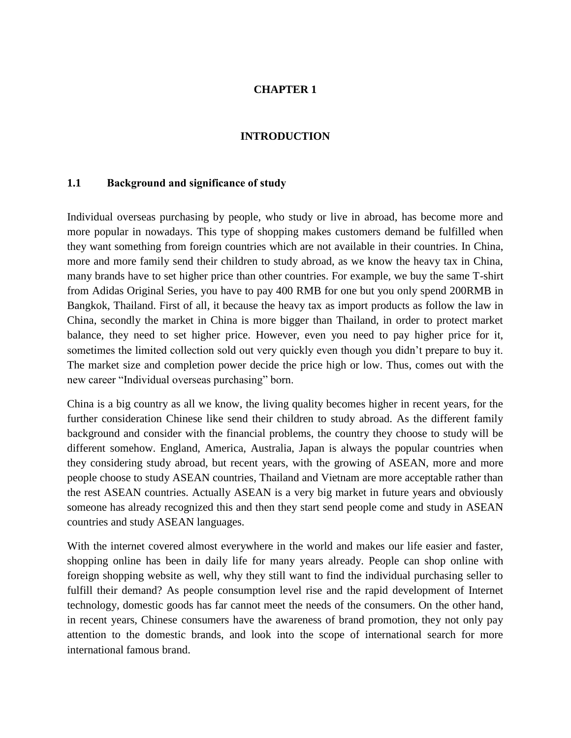# CHAPTER 1

# INTRODUCTION

## 1.1 Background and significance of study

Individual overseas purchasing by people, who study or live in abroad, has become more and more popular in nowadays. This type of shopping makes customers demand be fulfilled when they want something from foreign countries which are not available in their countries. In China, more and more family send their children to study abroad, as we know the heavy tax in China, many brands have to set higher price than other countries. For example, we buy the same T-shirt from Adidas Original Series, you have to pay 400 RMB for one but you only spend 200RMB in Bangkok, Thailand. First of all, it because the heavy tax as import products as follow the law in China, secondly the market in China is more bigger than Thailand, in order to protect market balance, they need to set higher price. However, even you need to pay higher price for it, sometimes the limited collection sold out very quickly even though you didn't prepare to buy it. The market size and completion power decide the price high or low. Thus, comes out with the new career "Individual overseas purchasing" born.

China is a big country as all we know, the living quality becomes higher in recent years, for the further consideration Chinese like send their children to study abroad. As the different family background and consider with the financial problems, the country they choose to study will be different somehow. England, America, Australia, Japan is always the popular countries when they considering study abroad, but recent years, with the growing of ASEAN, more and more people choose to study ASEAN countries, Thailand and Vietnam are more acceptable rather than the rest ASEAN countries. Actually ASEAN is a very big market in future years and obviously someone has already recognized this and then they start send people come and study in ASEAN countries and study ASEAN languages.

With the internet covered almost everywhere in the world and makes our life easier and faster, shopping online has been in daily life for many years already. People can shop online with foreign shopping website as well, why they still want to find the individual purchasing seller to fulfill their demand? As people consumption level rise and the rapid development of Internet technology, domestic goods has far cannot meet the needs of the consumers. On the other hand, in recent years, Chinese consumers have the awareness of brand promotion, they not only pay attention to the domestic brands, and look into the scope of international search for more international famous brand.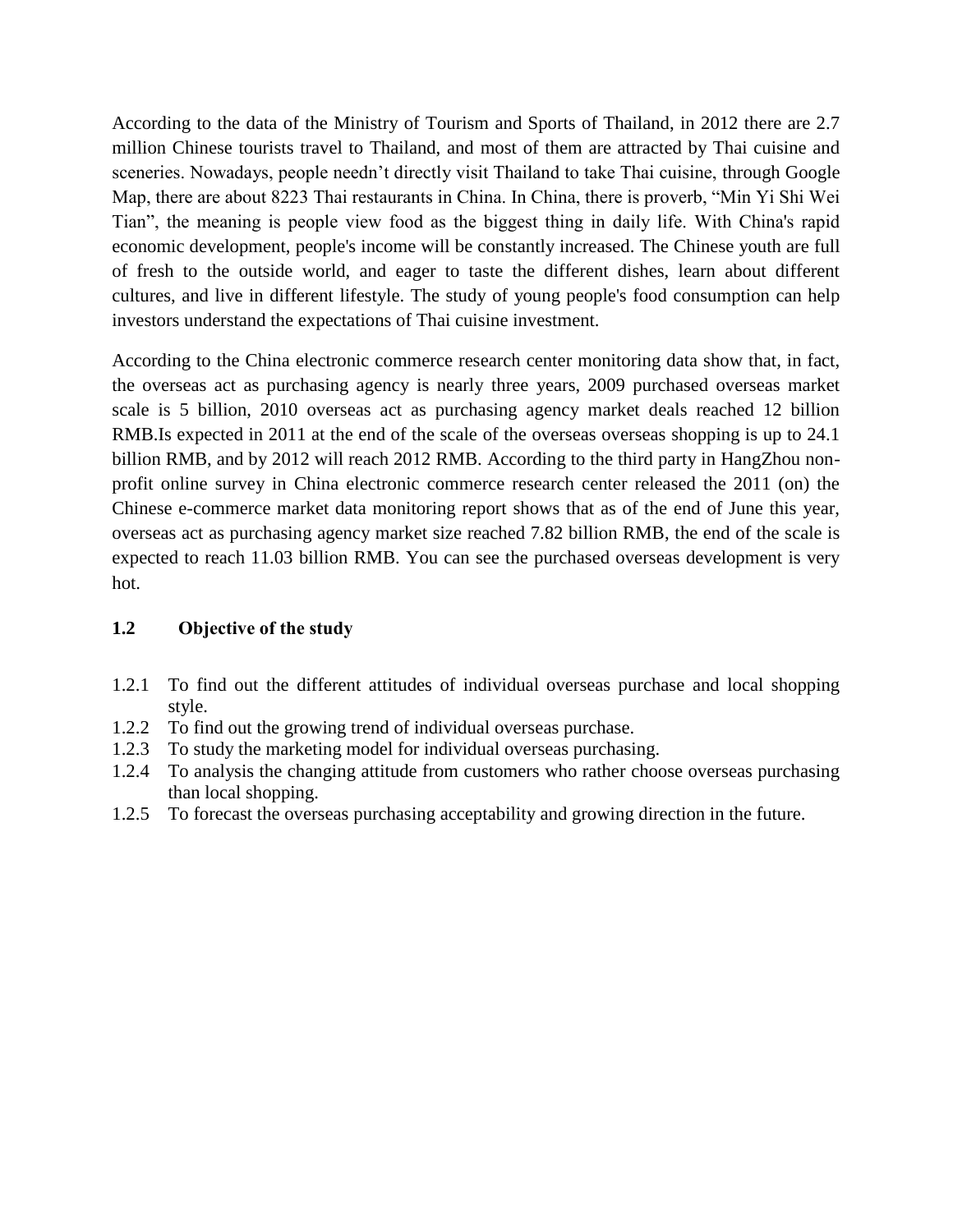According to the data of the Ministry of Tourism and Sports of Thailand, in 2012 there are 2.7 million Chinese tourists travel to Thailand, and most of them are attracted by Thai cuisine and sceneries. Nowadays, people needn't directly visit Thailand to take Thai cuisine, through Google Map, there are about 8223 Thai restaurants in China. In China, there is proverb, "Min Yi Shi Wei Tian", the meaning is people view food as the biggest thing in daily life. With China's rapid economic development, people's income will be constantly increased. The Chinese youth are full of fresh to the outside world, and eager to taste the different dishes, learn about different cultures, and live in different lifestyle. The study of young people's food consumption can help investors understand the expectations of Thai cuisine investment.

According to the China electronic commerce research center monitoring data show that, in fact, the overseas act as purchasing agency is nearly three years, 2009 purchased overseas market scale is 5 billion, 2010 overseas act as purchasing agency market deals reached 12 billion RMB.Is expected in 2011 at the end of the scale of the overseas overseas shopping is up to 24.1 billion RMB, and by 2012 will reach 2012 RMB. According to the third party in HangZhou non-profit online survey in China electronic commerce research center released the 2011 (on) the Chinese e-commerce market data monitoring report shows that as of the end of June this year, overseas act as purchasing agency market size reached 7.82 billion RMB, the end of the scale is expected to reach 11.03 billion RMB. You can see the purchased overseas development is very hot.

### 1.2 Objective of the study

1.2.1 To find out the different attitudes of individual overseas purchase and local shopping style.

1.2.2 To find out the growing trend of individual overseas purchase.

1.2.3 To study the marketing model for individual overseas purchasing.

1.2.4 To analysis the changing attitude from customers who rather choose overseas purchasing than local shopping.

1.2.5 To forecast the overseas purchasing acceptability and growing direction in the future.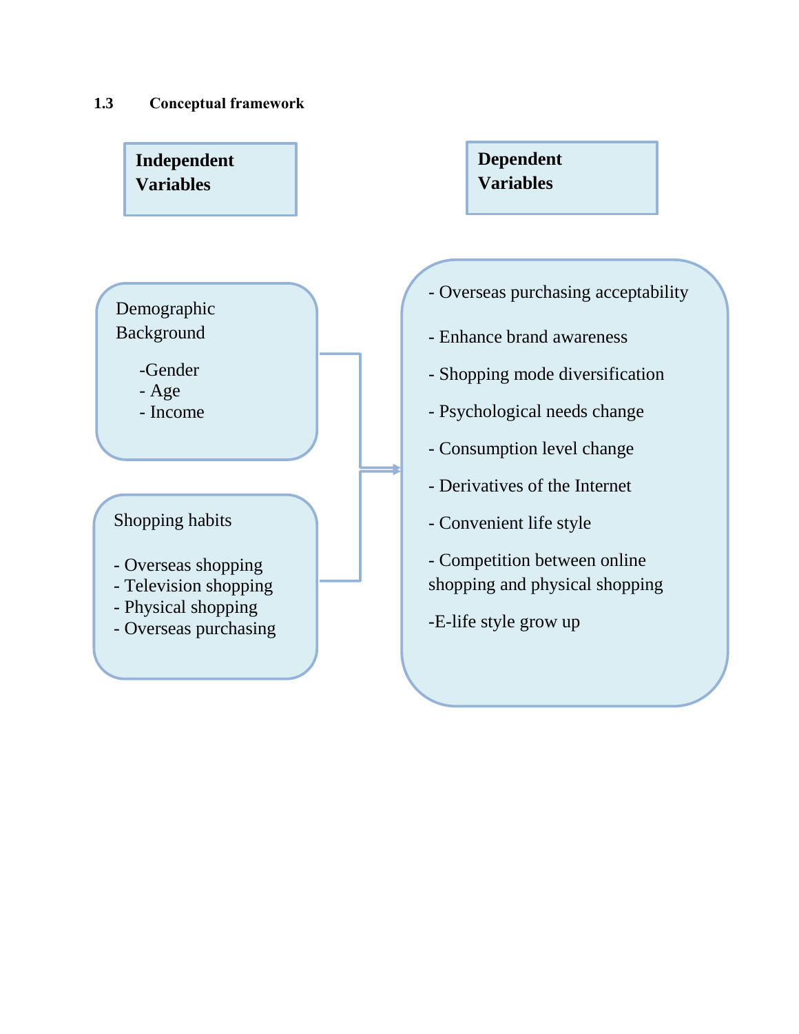### 1.3 Conceptual framework

**Independent Variables**

**Dependent Variables**

Demographic Background

- Gender
- Age
- Income

Shopping habits

- Overseas shopping
- Television shopping
- Physical shopping
- Overseas purchasing

- Overseas purchasing acceptability
- Enhance brand awareness
- Shopping mode diversification
- Psychological needs change
- Consumption level change
- Derivatives of the Internet
- Convenient life style
- Competition between online shopping and physical shopping
- E-life style grow up